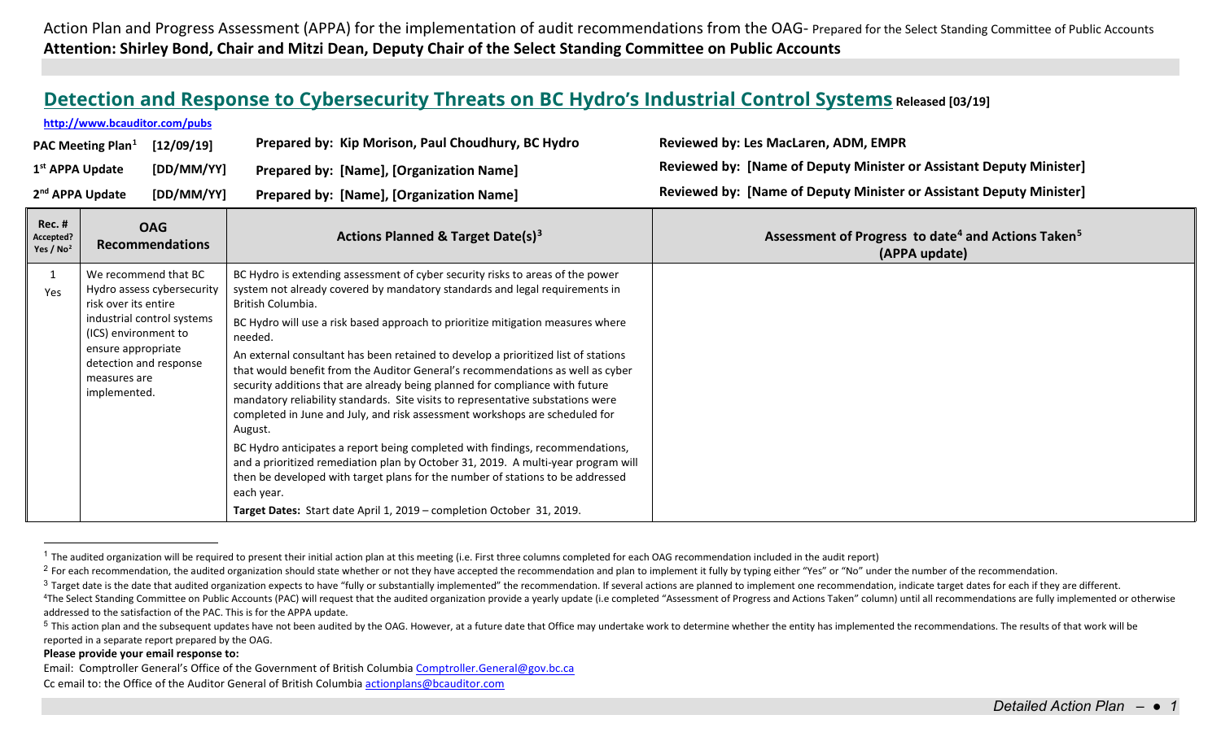Action Plan and Progress Assessment (APPA) for the implementation of audit recommendations from the OAG- Prepared for the Select Standing Committee of Public Accounts

**Attention: Shirley Bond, Chair and Mitzi Dean, Deputy Chair of the Select Standing Committee on Public Accounts**

## Detection and Response to Cybersecurity Threats on BC Hydro's Industrial Control Systems **Released [03/19]**

**http://www.bcauditor.com/pubs**

| | | | |
|---|---|---|---|
| **PAC Meeting Plan**[1] | **[12/09/19]** | **Prepared by: Kip Morison, Paul Choudhury, BC Hydro** | **Reviewed by: Les MacLaren, ADM, EMPR** |
| **1st APPA Update** | **[DD/MM/YY]** | **Prepared by: [Name], [Organization Name]** | **Reviewed by: [Name of Deputy Minister or Assistant Deputy Minister]** |
| **2nd APPA Update** | **[DD/MM/YY]** | **Prepared by: [Name], [Organization Name]** | **Reviewed by: [Name of Deputy Minister or Assistant Deputy Minister]** |

| Rec. # Accepted? Yes / No[2] | OAG Recommendations | Actions Planned & Target Date(s)[3] | Assessment of Progress to date[4] and Actions Taken[5] (APPA update) |
|---|---|---|---|
| 1 Yes | We recommend that BC Hydro assess cybersecurity risk over its entire industrial control systems (ICS) environment to ensure appropriate detection and response measures are implemented. | BC Hydro is extending assessment of cyber security risks to areas of the power system not already covered by mandatory standards and legal requirements in British Columbia.<br><br>BC Hydro will use a risk based approach to prioritize mitigation measures where needed.<br><br>An external consultant has been retained to develop a prioritized list of stations that would benefit from the Auditor General's recommendations as well as cyber security additions that are already being planned for compliance with future mandatory reliability standards. Site visits to representative substations were completed in June and July, and risk assessment workshops are scheduled for August.<br><br>BC Hydro anticipates a report being completed with findings, recommendations, and a prioritized remediation plan by October 31, 2019. A multi-year program will then be developed with target plans for the number of stations to be addressed each year.<br><br>**Target Dates:** Start date April 1, 2019 – completion October 31, 2019. | |

---

[1] The audited organization will be required to present their initial action plan at this meeting (i.e. First three columns completed for each OAG recommendation included in the audit report)

[2] For each recommendation, the audited organization should state whether or not they have accepted the recommendation and plan to implement it fully by typing either "Yes" or "No" under the number of the recommendation.

[3] Target date is the date that audited organization expects to have "fully or substantially implemented" the recommendation. If several actions are planned to implement one recommendation, indicate target dates for each if they are different.

[4] The Select Standing Committee on Public Accounts (PAC) will request that the audited organization provide a yearly update (i.e completed "Assessment of Progress and Actions Taken" column) until all recommendations are fully implemented or otherwise addressed to the satisfaction of the PAC. This is for the APPA update.

[5] This action plan and the subsequent updates have not been audited by the OAG. However, at a future date that Office may undertake work to determine whether the entity has implemented the recommendations. The results of that work will be reported in a separate report prepared by the OAG.

**Please provide your email response to:**

Email: Comptroller General's Office of the Government of British Columbia Comptroller.General@gov.bc.ca

Cc email to: the Office of the Auditor General of British Columbia actionplans@bcauditor.com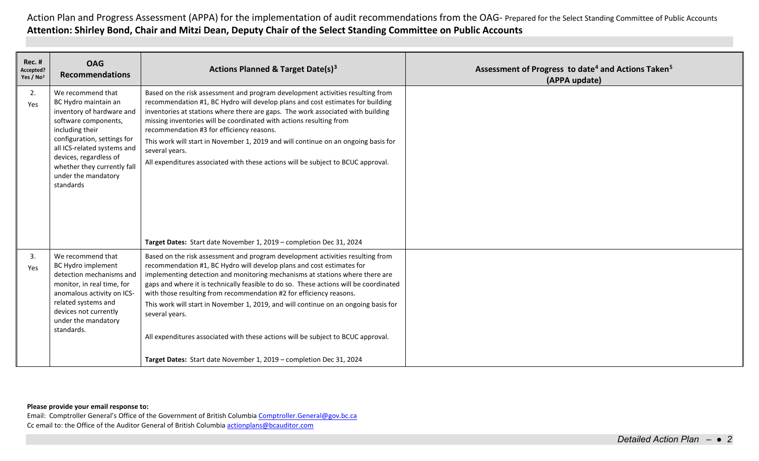Action Plan and Progress Assessment (APPA) for the implementation of audit recommendations from the OAG- Prepared for the Select Standing Committee of Public Accounts

**Attention: Shirley Bond, Chair and Mitzi Dean, Deputy Chair of the Select Standing Committee on Public Accounts**

| Rec. # Accepted? Yes / No[2] | OAG Recommendations | Actions Planned & Target Date(s)[3] | Assessment of Progress to date[4] and Actions Taken[5] (APPA update) |
|---|---|---|---|
| 2. Yes | We recommend that BC Hydro maintain an inventory of hardware and software components, including their configuration, settings for all ICS-related systems and devices, regardless of whether they currently fall under the mandatory standards | Based on the risk assessment and program development activities resulting from recommendation #1, BC Hydro will develop plans and cost estimates for building inventories at stations where there are gaps. The work associated with building missing inventories will be coordinated with actions resulting from recommendation #3 for efficiency reasons.<br>This work will start in November 1, 2019 and will continue on an ongoing basis for several years.<br>All expenditures associated with these actions will be subject to BCUC approval.<br><br>**Target Dates:** Start date November 1, 2019 – completion Dec 31, 2024 | |
| 3. Yes | We recommend that BC Hydro implement detection mechanisms and monitor, in real time, for anomalous activity on ICS-related systems and devices not currently under the mandatory standards. | Based on the risk assessment and program development activities resulting from recommendation #1, BC Hydro will develop plans and cost estimates for implementing detection and monitoring mechanisms at stations where there are gaps and where it is technically feasible to do so. These actions will be coordinated with those resulting from recommendation #2 for efficiency reasons.<br>This work will start in November 1, 2019, and will continue on an ongoing basis for several years.<br>All expenditures associated with these actions will be subject to BCUC approval.<br><br>**Target Dates:** Start date November 1, 2019 – completion Dec 31, 2024 | |

**Please provide your email response to:**

Email: Comptroller General's Office of the Government of British Columbia Comptroller.General@gov.bc.ca

Cc email to: the Office of the Auditor General of British Columbia actionplans@bcauditor.com